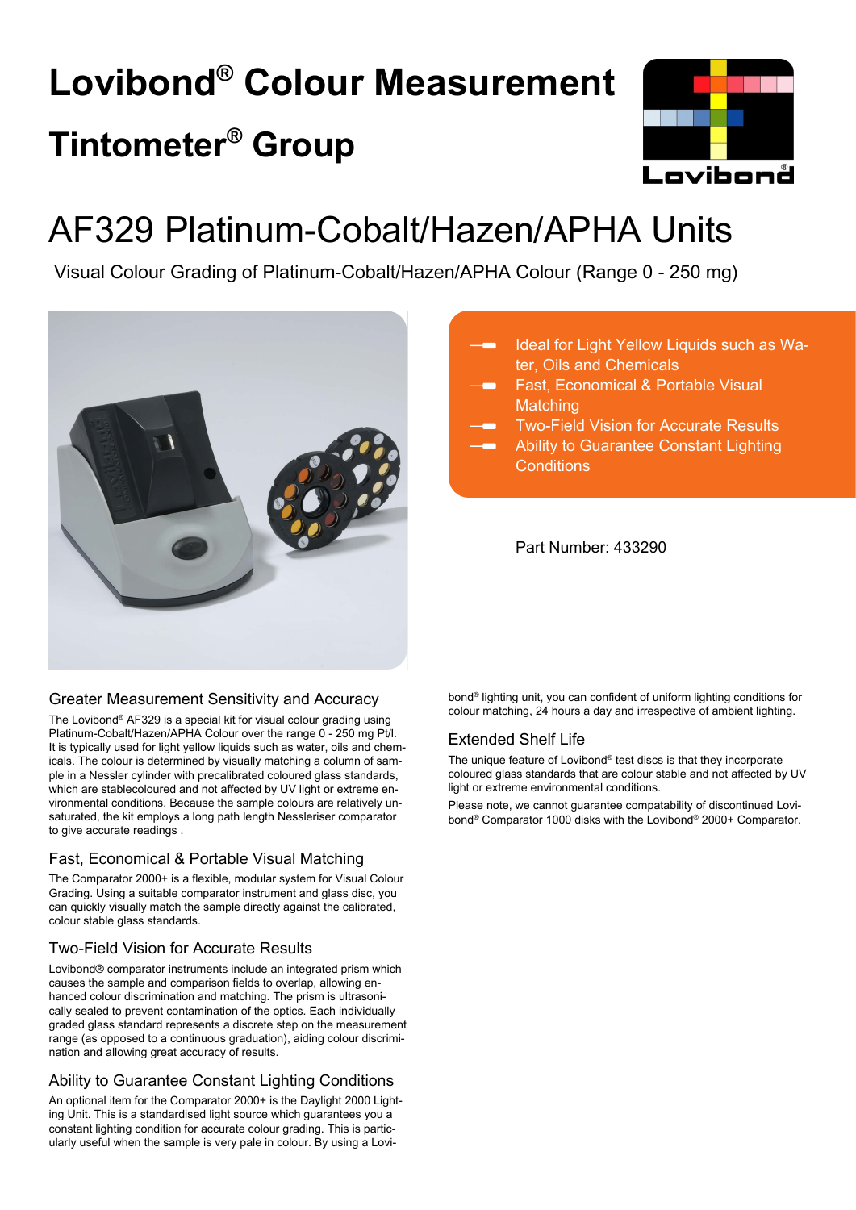# Lovibond® Colour Measurement

## Tintometer® Group

# AF329 Platinum-Cobalt/Hazen/APHA Units

Visual Colour Grading of Platinum-Cobalt/Hazen/APHA Colour (Range 0 - 250 mg)

- Ideal for Light Yellow Liquids such as Water, Oils and Chemicals
- Fast, Economical & Portable Visual Matching
- Two-Field Vision for Accurate Results
- Ability to Guarantee Constant Lighting Conditions

Part Number: 433290

### Greater Measurement Sensitivity and Accuracy

The Lovibond® AF329 is a special kit for visual colour grading using Platinum-Cobalt/Hazen/APHA Colour over the range 0 - 250 mg Pt/l. It is typically used for light yellow liquids such as water, oils and chemicals. The colour is determined by visually matching a column of sample in a Nessler cylinder with precalibrated coloured glass standards, which are stablecoloured and not affected by UV light or extreme environmental conditions. Because the sample colours are relatively unsaturated, the kit employs a long path length Nessleriser comparator to give accurate readings .

### Fast, Economical & Portable Visual Matching

The Comparator 2000+ is a flexible, modular system for Visual Colour Grading. Using a suitable comparator instrument and glass disc, you can quickly visually match the sample directly against the calibrated, colour stable glass standards.

### Two-Field Vision for Accurate Results

Lovibond® comparator instruments include an integrated prism which causes the sample and comparison fields to overlap, allowing enhanced colour discrimination and matching. The prism is ultrasonically sealed to prevent contamination of the optics. Each individually graded glass standard represents a discrete step on the measurement range (as opposed to a continuous graduation), aiding colour discrimination and allowing great accuracy of results.

### Ability to Guarantee Constant Lighting Conditions

An optional item for the Comparator 2000+ is the Daylight 2000 Lighting Unit. This is a standardised light source which guarantees you a constant lighting condition for accurate colour grading. This is particularly useful when the sample is very pale in colour. By using a Lovibond® lighting unit, you can confident of uniform lighting conditions for colour matching, 24 hours a day and irrespective of ambient lighting.

### Extended Shelf Life

The unique feature of Lovibond® test discs is that they incorporate coloured glass standards that are colour stable and not affected by UV light or extreme environmental conditions.

Please note, we cannot guarantee compatability of discontinued Lovibond® Comparator 1000 disks with the Lovibond® 2000+ Comparator.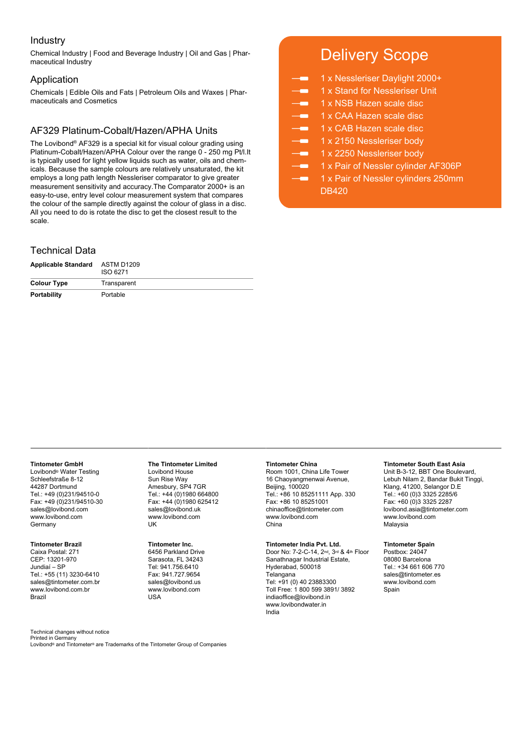## Industry

Chemical Industry | Food and Beverage Industry | Oil and Gas | Pharmaceutical Industry

## Application

Chemicals | Edible Oils and Fats | Petroleum Oils and Waxes | Pharmaceuticals and Cosmetics

## AF329 Platinum-Cobalt/Hazen/APHA Units

The Lovibond® AF329 is a special kit for visual colour grading using Platinum-Cobalt/Hazen/APHA Colour over the range 0 - 250 mg Pt/l.It is typically used for light yellow liquids such as water, oils and chemicals. Because the sample colours are relatively unsaturated, the kit employs a long path length Nessleriser comparator to give greater measurement sensitivity and accuracy.The Comparator 2000+ is an easy-to-use, entry level colour measurement system that compares the colour of the sample directly against the colour of glass in a disc. All you need to do is rotate the disc to get the closest result to the scale.

## Delivery Scope

- 1 x Nessleriser Daylight 2000+
- 1 x Stand for Nessleriser Unit
- 1 x NSB Hazen scale disc
- 1 x CAA Hazen scale disc
- 1 x CAB Hazen scale disc
- 1 x 2150 Nessleriser body
- 1 x 2250 Nessleriser body
- 1 x Pair of Nessler cylinder AF306P
- 1 x Pair of Nessler cylinders 250mm DB420

## Technical Data

| | |
|---|---|
| **Applicable Standard** | ASTM D1209<br>ISO 6271 |
| **Colour Type** | Transparent |
| **Portability** | Portable |

**Tintometer GmbH**
Lovibond® Water Testing
Schleefstraße 8-12
44287 Dortmund
Tel.: +49 (0)231/94510-0
Fax: +49 (0)231/94510-30
sales@lovibond.com
www.lovibond.com
Germany

**The Tintometer Limited**
Lovibond House
Sun Rise Way
Amesbury, SP4 7GR
Tel.: +44 (0)1980 664800
Fax: +44 (0)1980 625412
sales@lovibond.uk
www.lovibond.com
UK

**Tintometer China**
Room 1001, China Life Tower
16 Chaoyangmenwai Avenue,
Beijing, 100020
Tel.: +86 10 85251111 App. 330
Fax: +86 10 85251001
chinaoffice@tintometer.com
www.lovibond.com
China

**Tintometer South East Asia**
Unit B-3-12, BBT One Boulevard,
Lebuh Nilam 2, Bandar Bukit Tinggi,
Klang, 41200, Selangor D.E
Tel.: +60 (0)3 3325 2285/6
Fax: +60 (0)3 3325 2287
lovibond.asia@tintometer.com
www.lovibond.com
Malaysia

**Tintometer Brazil**
Caixa Postal: 271
CEP: 13201-970
Jundiaí – SP
Tel.: +55 (11) 3230-6410
sales@tintometer.com.br
www.lovibond.com.br
Brazil

**Tintometer Inc.**
6456 Parkland Drive
Sarasota, FL 34243
Tel: 941.756.6410
Fax: 941.727.9654
sales@lovibond.us
www.lovibond.com
USA

**Tintometer India Pvt. Ltd.**
Door No: 7-2-C-14, 2nd, 3rd & 4th Floor
Sanathnagar Industrial Estate,
Hyderabad, 500018
Telangana
Tel: +91 (0) 40 23883300
Toll Free: 1 800 599 3891/ 3892
indiaoffice@lovibond.in
www.lovibondwater.in
India

**Tintometer Spain**
Postbox: 24047
08080 Barcelona
Tel.: +34 661 606 770
sales@tintometer.es
www.lovibond.com
Spain

Technical changes without notice
Printed in Germany
Lovibond® and Tintometer® are Trademarks of the Tintometer Group of Companies